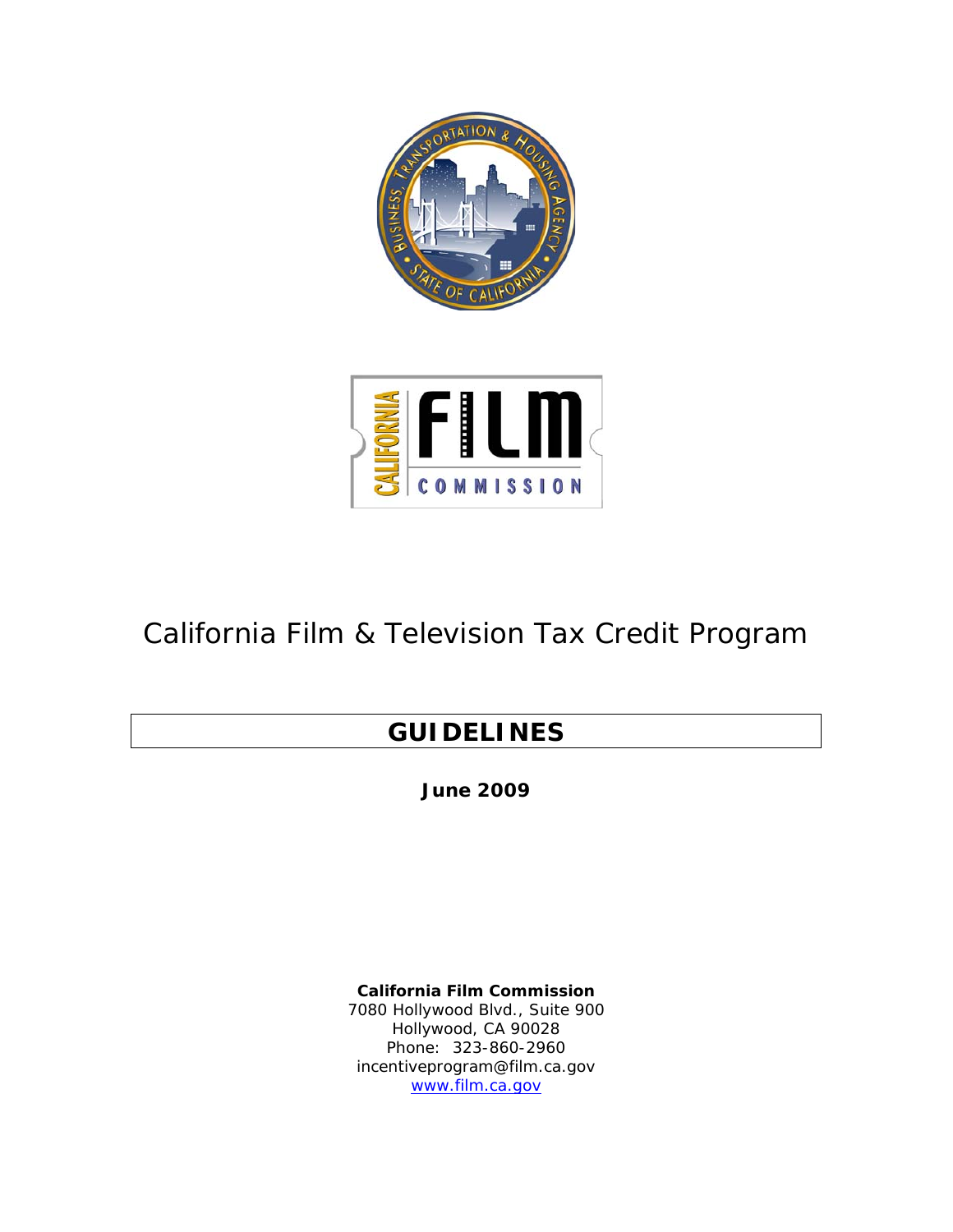# California Film & Television Tax Credit Program

## GUIDELINES

**June 2009**

**California Film Commission**
7080 Hollywood Blvd., Suite 900
Hollywood, CA 90028
Phone: 323-860-2960
incentiveprogram@film.ca.gov
www.film.ca.gov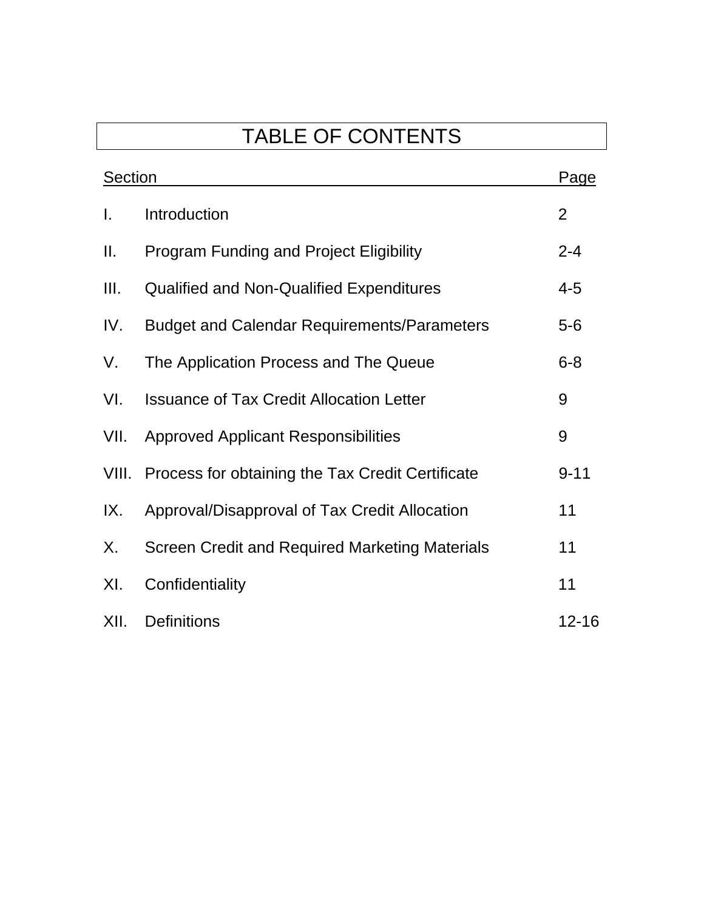# TABLE OF CONTENTS

| Section | | Page |
|---|---|---|
| I. | Introduction | 2 |
| II. | Program Funding and Project Eligibility | 2-4 |
| III. | Qualified and Non-Qualified Expenditures | 4-5 |
| IV. | Budget and Calendar Requirements/Parameters | 5-6 |
| V. | The Application Process and The Queue | 6-8 |
| VI. | Issuance of Tax Credit Allocation Letter | 9 |
| VII. | Approved Applicant Responsibilities | 9 |
| VIII. | Process for obtaining the Tax Credit Certificate | 9-11 |
| IX. | Approval/Disapproval of Tax Credit Allocation | 11 |
| X. | Screen Credit and Required Marketing Materials | 11 |
| XI. | Confidentiality | 11 |
| XII. | Definitions | 12-16 |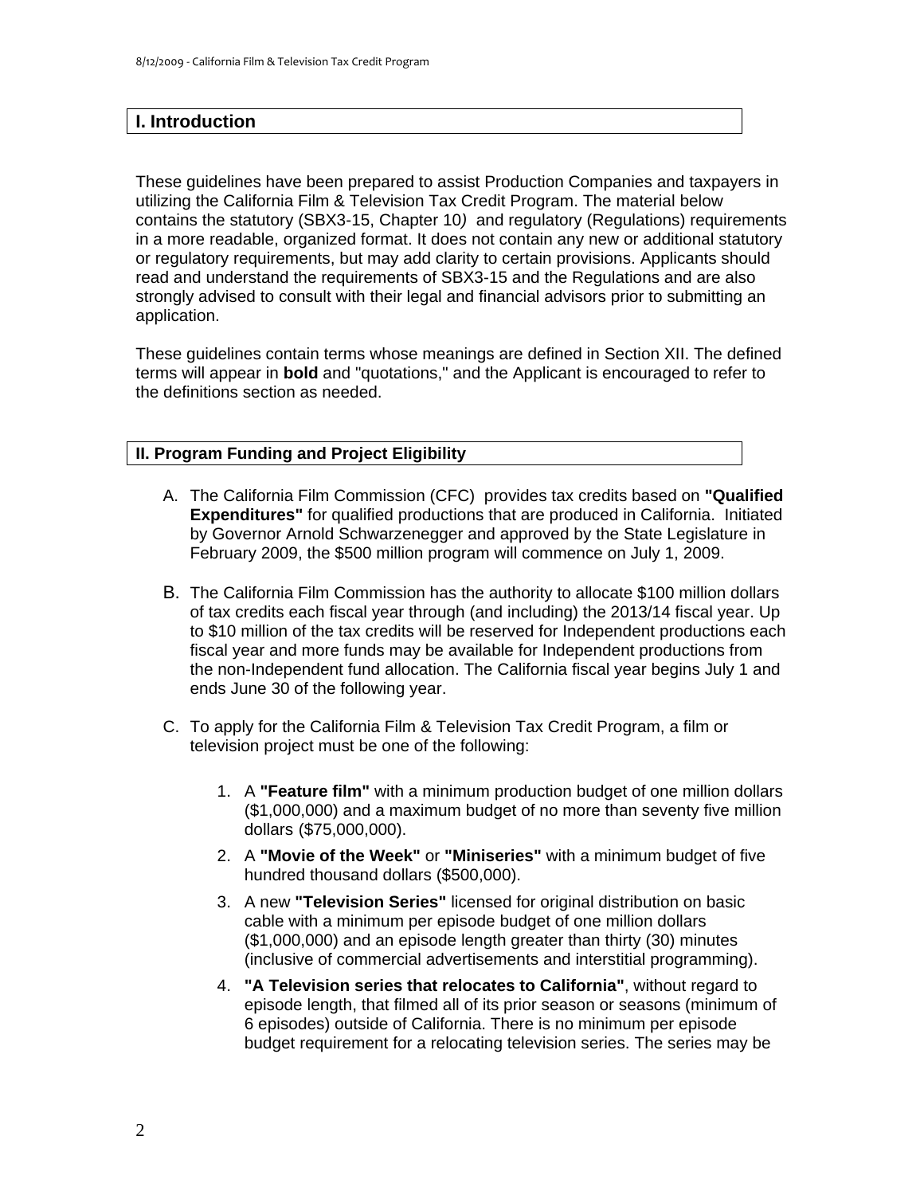## I. Introduction

These guidelines have been prepared to assist Production Companies and taxpayers in utilizing the California Film & Television Tax Credit Program. The material below contains the statutory (SBX3-15, Chapter 10*)* and regulatory (Regulations) requirements in a more readable, organized format. It does not contain any new or additional statutory or regulatory requirements, but may add clarity to certain provisions. Applicants should read and understand the requirements of SBX3-15 and the Regulations and are also strongly advised to consult with their legal and financial advisors prior to submitting an application.

These guidelines contain terms whose meanings are defined in Section XII. The defined terms will appear in **bold** and "quotations," and the Applicant is encouraged to refer to the definitions section as needed.

## II. Program Funding and Project Eligibility

A. The California Film Commission (CFC) provides tax credits based on **"Qualified Expenditures"** for qualified productions that are produced in California. Initiated by Governor Arnold Schwarzenegger and approved by the State Legislature in February 2009, the $500 million program will commence on July 1, 2009.

B. The California Film Commission has the authority to allocate $100 million dollars of tax credits each fiscal year through (and including) the 2013/14 fiscal year. Up to $10 million of the tax credits will be reserved for Independent productions each fiscal year and more funds may be available for Independent productions from the non-Independent fund allocation. The California fiscal year begins July 1 and ends June 30 of the following year.

C. To apply for the California Film & Television Tax Credit Program, a film or television project must be one of the following:

   1. A **"Feature film"** with a minimum production budget of one million dollars ($1,000,000) and a maximum budget of no more than seventy five million dollars ($75,000,000).
   2. A **"Movie of the Week"** or **"Miniseries"** with a minimum budget of five hundred thousand dollars ($500,000).
   3. A new **"Television Series"** licensed for original distribution on basic cable with a minimum per episode budget of one million dollars ($1,000,000) and an episode length greater than thirty (30) minutes (inclusive of commercial advertisements and interstitial programming).
   4. **"A Television series that relocates to California"**, without regard to episode length, that filmed all of its prior season or seasons (minimum of 6 episodes) outside of California. There is no minimum per episode budget requirement for a relocating television series. The series may be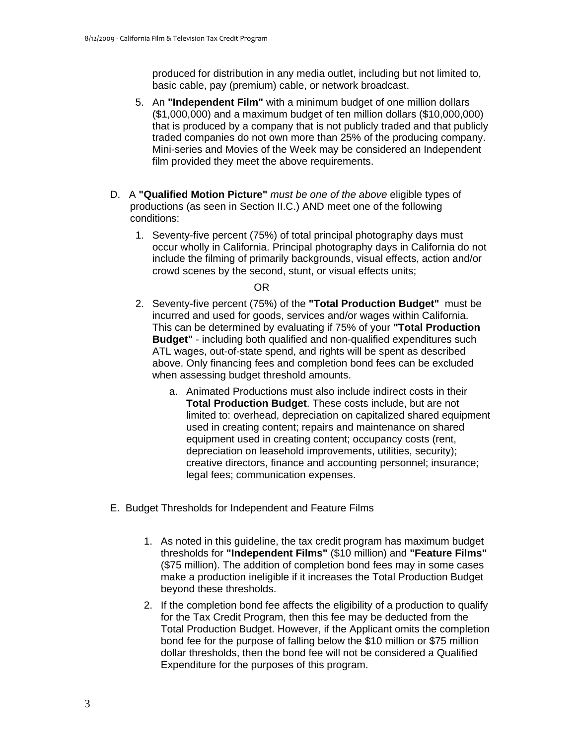produced for distribution in any media outlet, including but not limited to, basic cable, pay (premium) cable, or network broadcast.

5. An **"Independent Film"** with a minimum budget of one million dollars ($1,000,000) and a maximum budget of ten million dollars ($10,000,000) that is produced by a company that is not publicly traded and that publicly traded companies do not own more than 25% of the producing company. Mini-series and Movies of the Week may be considered an Independent film provided they meet the above requirements.

D. A **"Qualified Motion Picture"** *must be one of the above* eligible types of productions (as seen in Section II.C.) AND meet one of the following conditions:

1. Seventy-five percent (75%) of total principal photography days must occur wholly in California. Principal photography days in California do not include the filming of primarily backgrounds, visual effects, action and/or crowd scenes by the second, stunt, or visual effects units;

   OR

2. Seventy-five percent (75%) of the **"Total Production Budget"** must be incurred and used for goods, services and/or wages within California. This can be determined by evaluating if 75% of your **"Total Production Budget"** - including both qualified and non-qualified expenditures such ATL wages, out-of-state spend, and rights will be spent as described above. Only financing fees and completion bond fees can be excluded when assessing budget threshold amounts.

   a. Animated Productions must also include indirect costs in their **Total Production Budget**. These costs include, but are not limited to: overhead, depreciation on capitalized shared equipment used in creating content; repairs and maintenance on shared equipment used in creating content; occupancy costs (rent, depreciation on leasehold improvements, utilities, security); creative directors, finance and accounting personnel; insurance; legal fees; communication expenses.

E. Budget Thresholds for Independent and Feature Films

1. As noted in this guideline, the tax credit program has maximum budget thresholds for **"Independent Films"** ($10 million) and **"Feature Films"** ($75 million). The addition of completion bond fees may in some cases make a production ineligible if it increases the Total Production Budget beyond these thresholds.

2. If the completion bond fee affects the eligibility of a production to qualify for the Tax Credit Program, then this fee may be deducted from the Total Production Budget. However, if the Applicant omits the completion bond fee for the purpose of falling below the $10 million or $75 million dollar thresholds, then the bond fee will not be considered a Qualified Expenditure for the purposes of this program.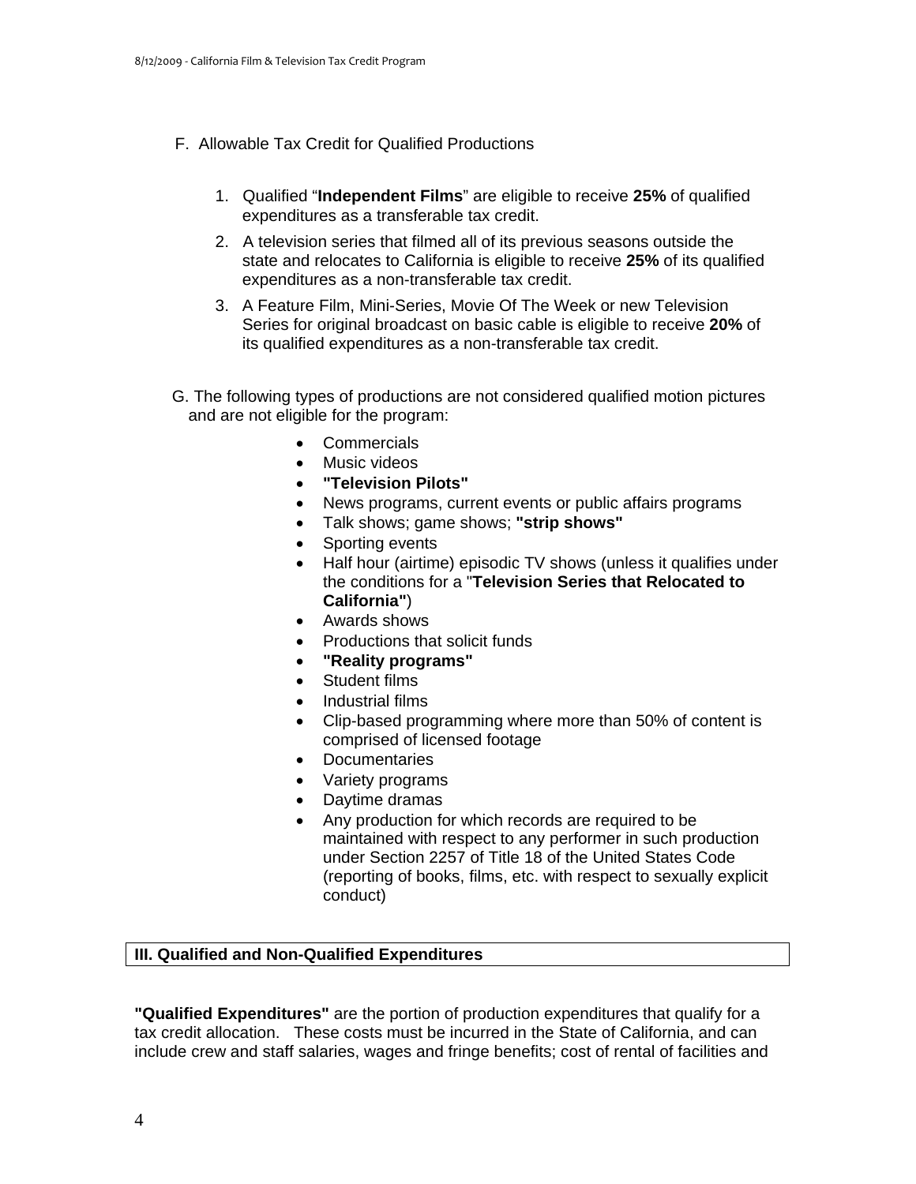F. Allowable Tax Credit for Qualified Productions

1. Qualified "**Independent Films**" are eligible to receive **25%** of qualified expenditures as a transferable tax credit.
2. A television series that filmed all of its previous seasons outside the state and relocates to California is eligible to receive **25%** of its qualified expenditures as a non-transferable tax credit.
3. A Feature Film, Mini-Series, Movie Of The Week or new Television Series for original broadcast on basic cable is eligible to receive **20%** of its qualified expenditures as a non-transferable tax credit.

G. The following types of productions are not considered qualified motion pictures and are not eligible for the program:

- Commercials
- Music videos
- **"Television Pilots"**
- News programs, current events or public affairs programs
- Talk shows; game shows; **"strip shows"**
- Sporting events
- Half hour (airtime) episodic TV shows (unless it qualifies under the conditions for a "**Television Series that Relocated to California"**)
- Awards shows
- Productions that solicit funds
- **"Reality programs"**
- Student films
- Industrial films
- Clip-based programming where more than 50% of content is comprised of licensed footage
- Documentaries
- Variety programs
- Daytime dramas
- Any production for which records are required to be maintained with respect to any performer in such production under Section 2257 of Title 18 of the United States Code (reporting of books, films, etc. with respect to sexually explicit conduct)

## III. Qualified and Non-Qualified Expenditures

**"Qualified Expenditures"** are the portion of production expenditures that qualify for a tax credit allocation. These costs must be incurred in the State of California, and can include crew and staff salaries, wages and fringe benefits; cost of rental of facilities and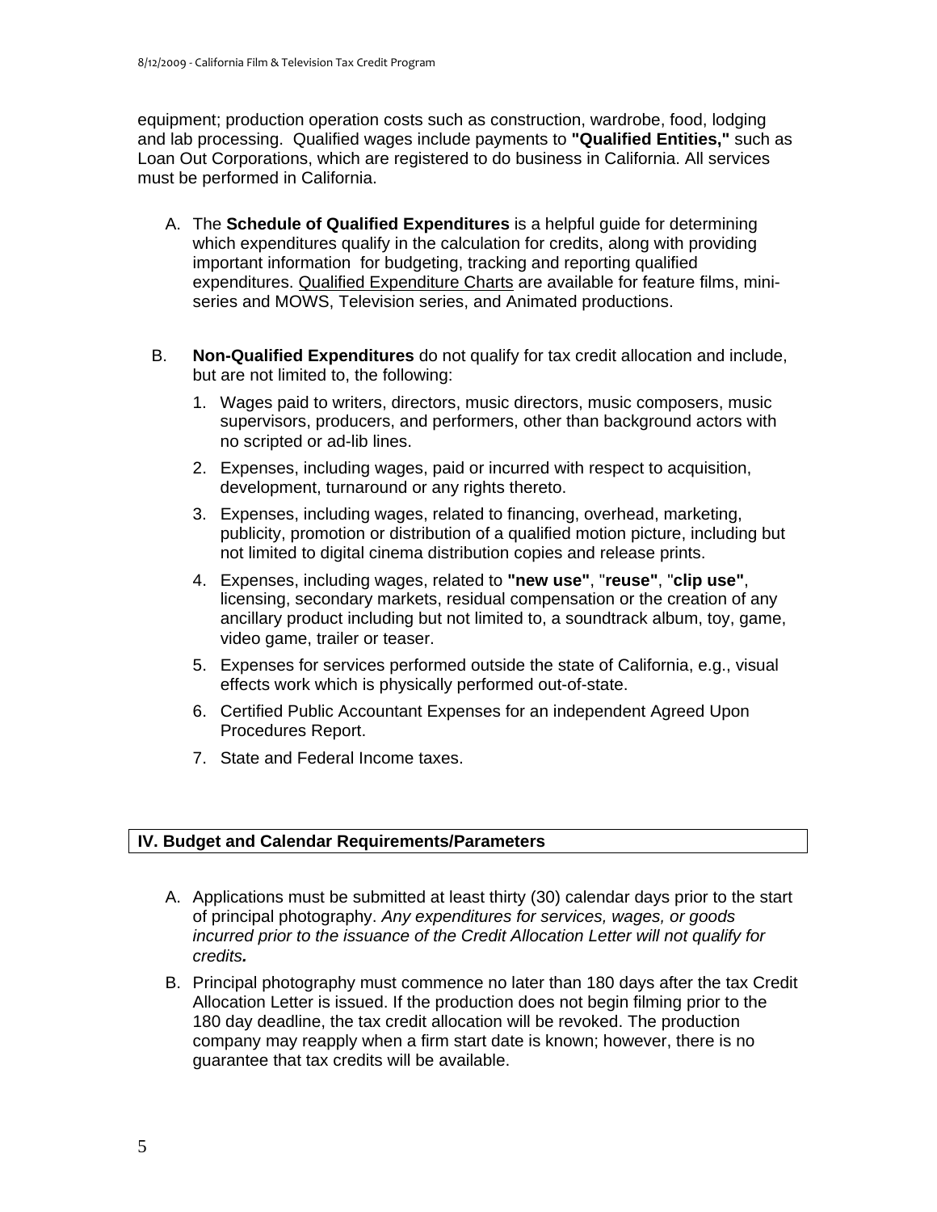equipment; production operation costs such as construction, wardrobe, food, lodging and lab processing. Qualified wages include payments to **"Qualified Entities,"** such as Loan Out Corporations, which are registered to do business in California. All services must be performed in California.

A. The **Schedule of Qualified Expenditures** is a helpful guide for determining which expenditures qualify in the calculation for credits, along with providing important information for budgeting, tracking and reporting qualified expenditures. Qualified Expenditure Charts are available for feature films, mini-series and MOWS, Television series, and Animated productions.

B. **Non-Qualified Expenditures** do not qualify for tax credit allocation and include, but are not limited to, the following:

   1. Wages paid to writers, directors, music directors, music composers, music supervisors, producers, and performers, other than background actors with no scripted or ad-lib lines.
   2. Expenses, including wages, paid or incurred with respect to acquisition, development, turnaround or any rights thereto.
   3. Expenses, including wages, related to financing, overhead, marketing, publicity, promotion or distribution of a qualified motion picture, including but not limited to digital cinema distribution copies and release prints.
   4. Expenses, including wages, related to **"new use"**, "**reuse"**, "**clip use"**, licensing, secondary markets, residual compensation or the creation of any ancillary product including but not limited to, a soundtrack album, toy, game, video game, trailer or teaser.
   5. Expenses for services performed outside the state of California, e.g., visual effects work which is physically performed out-of-state.
   6. Certified Public Accountant Expenses for an independent Agreed Upon Procedures Report.
   7. State and Federal Income taxes.

## IV. Budget and Calendar Requirements/Parameters

A. Applications must be submitted at least thirty (30) calendar days prior to the start of principal photography. *Any expenditures for services, wages, or goods incurred prior to the issuance of the Credit Allocation Letter will not qualify for credits.*

B. Principal photography must commence no later than 180 days after the tax Credit Allocation Letter is issued. If the production does not begin filming prior to the 180 day deadline, the tax credit allocation will be revoked. The production company may reapply when a firm start date is known; however, there is no guarantee that tax credits will be available.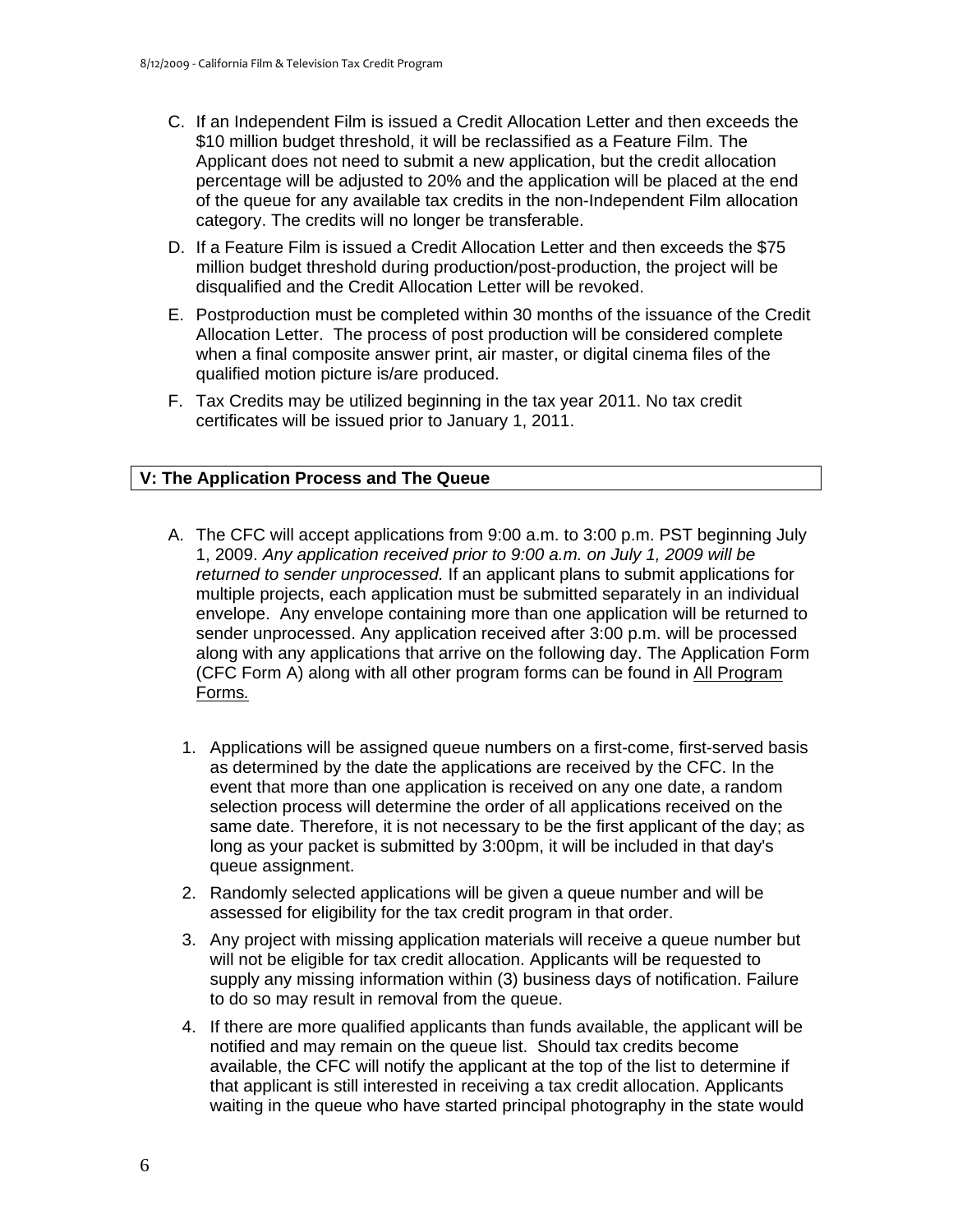C. If an Independent Film is issued a Credit Allocation Letter and then exceeds the $10 million budget threshold, it will be reclassified as a Feature Film. The Applicant does not need to submit a new application, but the credit allocation percentage will be adjusted to 20% and the application will be placed at the end of the queue for any available tax credits in the non-Independent Film allocation category. The credits will no longer be transferable.

D. If a Feature Film is issued a Credit Allocation Letter and then exceeds the $75 million budget threshold during production/post-production, the project will be disqualified and the Credit Allocation Letter will be revoked.

E. Postproduction must be completed within 30 months of the issuance of the Credit Allocation Letter. The process of post production will be considered complete when a final composite answer print, air master, or digital cinema files of the qualified motion picture is/are produced.

F. Tax Credits may be utilized beginning in the tax year 2011. No tax credit certificates will be issued prior to January 1, 2011.

## V: The Application Process and The Queue

A. The CFC will accept applications from 9:00 a.m. to 3:00 p.m. PST beginning July 1, 2009. *Any application received prior to 9:00 a.m. on July 1, 2009 will be returned to sender unprocessed.* If an applicant plans to submit applications for multiple projects, each application must be submitted separately in an individual envelope. Any envelope containing more than one application will be returned to sender unprocessed. Any application received after 3:00 p.m. will be processed along with any applications that arrive on the following day. The Application Form (CFC Form A) along with all other program forms can be found in All Program Forms.

1. Applications will be assigned queue numbers on a first-come, first-served basis as determined by the date the applications are received by the CFC. In the event that more than one application is received on any one date, a random selection process will determine the order of all applications received on the same date. Therefore, it is not necessary to be the first applicant of the day; as long as your packet is submitted by 3:00pm, it will be included in that day's queue assignment.

2. Randomly selected applications will be given a queue number and will be assessed for eligibility for the tax credit program in that order.

3. Any project with missing application materials will receive a queue number but will not be eligible for tax credit allocation. Applicants will be requested to supply any missing information within (3) business days of notification. Failure to do so may result in removal from the queue.

4. If there are more qualified applicants than funds available, the applicant will be notified and may remain on the queue list. Should tax credits become available, the CFC will notify the applicant at the top of the list to determine if that applicant is still interested in receiving a tax credit allocation. Applicants waiting in the queue who have started principal photography in the state would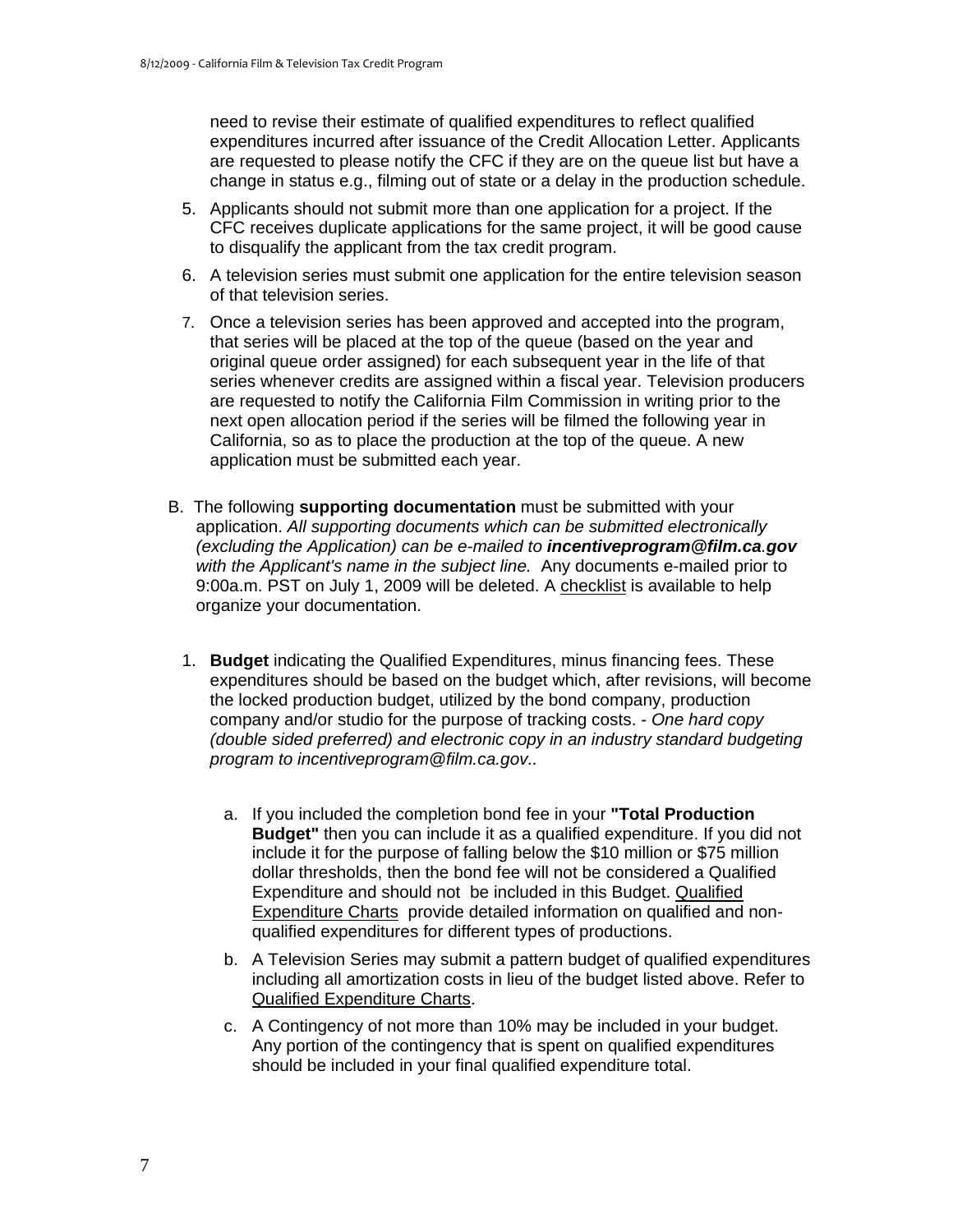need to revise their estimate of qualified expenditures to reflect qualified expenditures incurred after issuance of the Credit Allocation Letter. Applicants are requested to please notify the CFC if they are on the queue list but have a change in status e.g., filming out of state or a delay in the production schedule.

5. Applicants should not submit more than one application for a project. If the CFC receives duplicate applications for the same project, it will be good cause to disqualify the applicant from the tax credit program.
6. A television series must submit one application for the entire television season of that television series.
7. Once a television series has been approved and accepted into the program, that series will be placed at the top of the queue (based on the year and original queue order assigned) for each subsequent year in the life of that series whenever credits are assigned within a fiscal year. Television producers are requested to notify the California Film Commission in writing prior to the next open allocation period if the series will be filmed the following year in California, so as to place the production at the top of the queue. A new application must be submitted each year.

B. The following **supporting documentation** must be submitted with your application. *All supporting documents which can be submitted electronically (excluding the Application) can be e-mailed to **incentiveprogram@film.ca.gov** with the Applicant's name in the subject line.* Any documents e-mailed prior to 9:00a.m. PST on July 1, 2009 will be deleted. A checklist is available to help organize your documentation.

1. **Budget** indicating the Qualified Expenditures, minus financing fees. These expenditures should be based on the budget which, after revisions, will become the locked production budget, utilized by the bond company, production company and/or studio for the purpose of tracking costs. - *One hard copy (double sided preferred) and electronic copy in an industry standard budgeting program to incentiveprogram@film.ca.gov..*

   a. If you included the completion bond fee in your **"Total Production Budget"** then you can include it as a qualified expenditure. If you did not include it for the purpose of falling below the $10 million or $75 million dollar thresholds, then the bond fee will not be considered a Qualified Expenditure and should not be included in this Budget. Qualified Expenditure Charts provide detailed information on qualified and non-qualified expenditures for different types of productions.

   b. A Television Series may submit a pattern budget of qualified expenditures including all amortization costs in lieu of the budget listed above. Refer to Qualified Expenditure Charts.

   c. A Contingency of not more than 10% may be included in your budget. Any portion of the contingency that is spent on qualified expenditures should be included in your final qualified expenditure total.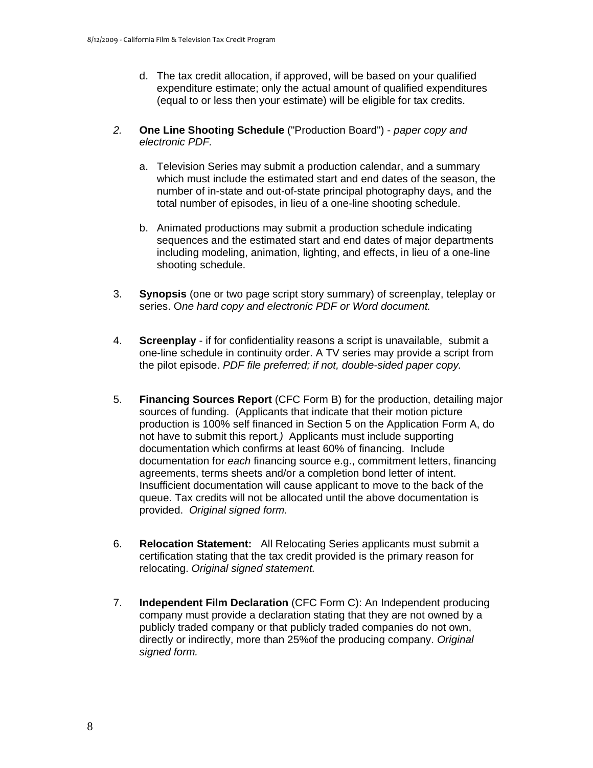d. The tax credit allocation, if approved, will be based on your qualified expenditure estimate; only the actual amount of qualified expenditures (equal to or less then your estimate) will be eligible for tax credits.

*2.* **One Line Shooting Schedule** ("Production Board") - *paper copy and electronic PDF.*

   a. Television Series may submit a production calendar, and a summary which must include the estimated start and end dates of the season, the number of in-state and out-of-state principal photography days, and the total number of episodes, in lieu of a one-line shooting schedule.

   b. Animated productions may submit a production schedule indicating sequences and the estimated start and end dates of major departments including modeling, animation, lighting, and effects, in lieu of a one-line shooting schedule.

3. **Synopsis** (one or two page script story summary) of screenplay, teleplay or series. O*ne hard copy and electronic PDF or Word document.*

4. **Screenplay** - if for confidentiality reasons a script is unavailable, submit a one-line schedule in continuity order. A TV series may provide a script from the pilot episode. *PDF file preferred; if not, double-sided paper copy.*

5. **Financing Sources Report** (CFC Form B) for the production, detailing major sources of funding. (Applicants that indicate that their motion picture production is 100% self financed in Section 5 on the Application Form A, do not have to submit this report*.)* Applicants must include supporting documentation which confirms at least 60% of financing. Include documentation for *each* financing source e.g., commitment letters, financing agreements, terms sheets and/or a completion bond letter of intent. Insufficient documentation will cause applicant to move to the back of the queue. Tax credits will not be allocated until the above documentation is provided. *Original signed form.*

6. **Relocation Statement:** All Relocating Series applicants must submit a certification stating that the tax credit provided is the primary reason for relocating. *Original signed statement.*

7. **Independent Film Declaration** (CFC Form C): An Independent producing company must provide a declaration stating that they are not owned by a publicly traded company or that publicly traded companies do not own, directly or indirectly, more than 25%of the producing company. *Original signed form.*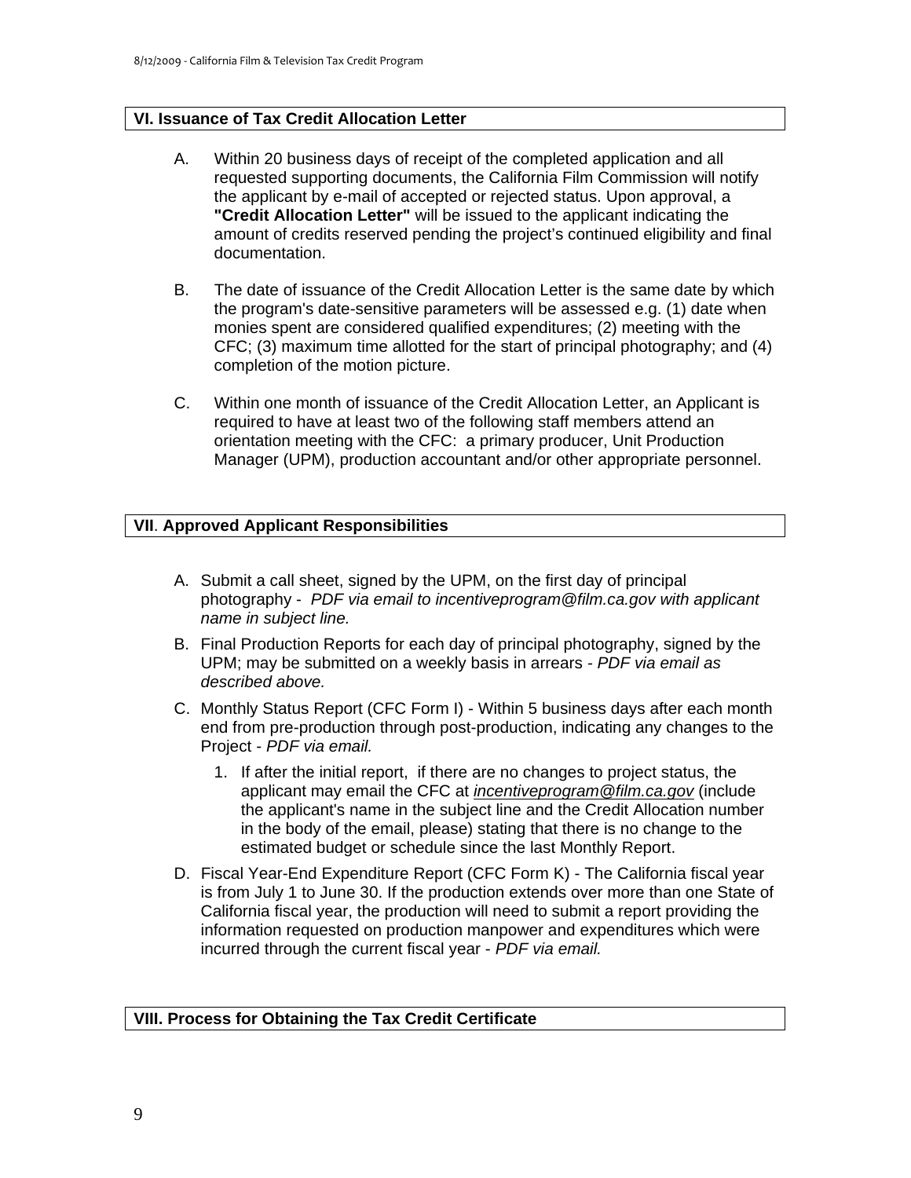## VI. Issuance of Tax Credit Allocation Letter

A. Within 20 business days of receipt of the completed application and all requested supporting documents, the California Film Commission will notify the applicant by e-mail of accepted or rejected status. Upon approval, a **"Credit Allocation Letter"** will be issued to the applicant indicating the amount of credits reserved pending the project's continued eligibility and final documentation.

B. The date of issuance of the Credit Allocation Letter is the same date by which the program's date-sensitive parameters will be assessed e.g. (1) date when monies spent are considered qualified expenditures; (2) meeting with the CFC; (3) maximum time allotted for the start of principal photography; and (4) completion of the motion picture.

C. Within one month of issuance of the Credit Allocation Letter, an Applicant is required to have at least two of the following staff members attend an orientation meeting with the CFC: a primary producer, Unit Production Manager (UPM), production accountant and/or other appropriate personnel.

## VII. Approved Applicant Responsibilities

A. Submit a call sheet, signed by the UPM, on the first day of principal photography - *PDF via email to incentiveprogram@film.ca.gov with applicant name in subject line.*

B. Final Production Reports for each day of principal photography, signed by the UPM; may be submitted on a weekly basis in arrears - *PDF via email as described above.*

C. Monthly Status Report (CFC Form I) - Within 5 business days after each month end from pre-production through post-production, indicating any changes to the Project - *PDF via email.*

   1. If after the initial report, if there are no changes to project status, the applicant may email the CFC at *incentiveprogram@film.ca.gov* (include the applicant's name in the subject line and the Credit Allocation number in the body of the email, please) stating that there is no change to the estimated budget or schedule since the last Monthly Report.

D. Fiscal Year-End Expenditure Report (CFC Form K) - The California fiscal year is from July 1 to June 30. If the production extends over more than one State of California fiscal year, the production will need to submit a report providing the information requested on production manpower and expenditures which were incurred through the current fiscal year - *PDF via email.*

## VIII. Process for Obtaining the Tax Credit Certificate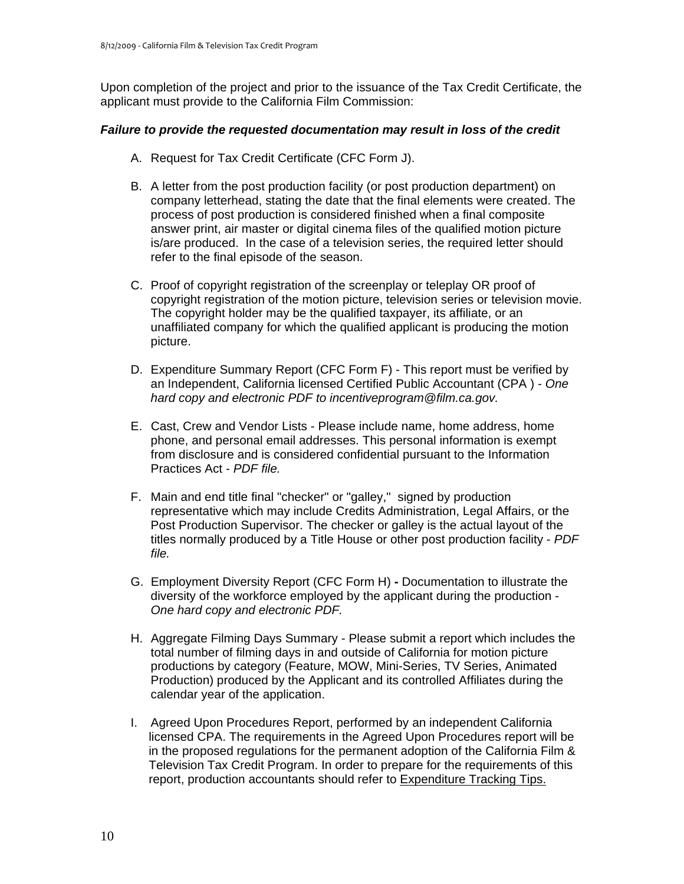Upon completion of the project and prior to the issuance of the Tax Credit Certificate, the applicant must provide to the California Film Commission:

***Failure to provide the requested documentation may result in loss of the credit***

A. Request for Tax Credit Certificate (CFC Form J).

B. A letter from the post production facility (or post production department) on company letterhead, stating the date that the final elements were created. The process of post production is considered finished when a final composite answer print, air master or digital cinema files of the qualified motion picture is/are produced. In the case of a television series, the required letter should refer to the final episode of the season.

C. Proof of copyright registration of the screenplay or teleplay OR proof of copyright registration of the motion picture, television series or television movie. The copyright holder may be the qualified taxpayer, its affiliate, or an unaffiliated company for which the qualified applicant is producing the motion picture.

D. Expenditure Summary Report (CFC Form F) - This report must be verified by an Independent, California licensed Certified Public Accountant (CPA ) - *One hard copy and electronic PDF to incentiveprogram@film.ca.gov.*

E. Cast, Crew and Vendor Lists - Please include name, home address, home phone, and personal email addresses. This personal information is exempt from disclosure and is considered confidential pursuant to the Information Practices Act - *PDF file.*

F. Main and end title final "checker" or "galley," signed by production representative which may include Credits Administration, Legal Affairs, or the Post Production Supervisor. The checker or galley is the actual layout of the titles normally produced by a Title House or other post production facility - *PDF file.*

G. Employment Diversity Report (CFC Form H) **-** Documentation to illustrate the diversity of the workforce employed by the applicant during the production - *One hard copy and electronic PDF.*

H. Aggregate Filming Days Summary - Please submit a report which includes the total number of filming days in and outside of California for motion picture productions by category (Feature, MOW, Mini-Series, TV Series, Animated Production) produced by the Applicant and its controlled Affiliates during the calendar year of the application.

I. Agreed Upon Procedures Report, performed by an independent California licensed CPA. The requirements in the Agreed Upon Procedures report will be in the proposed regulations for the permanent adoption of the California Film & Television Tax Credit Program. In order to prepare for the requirements of this report, production accountants should refer to Expenditure Tracking Tips.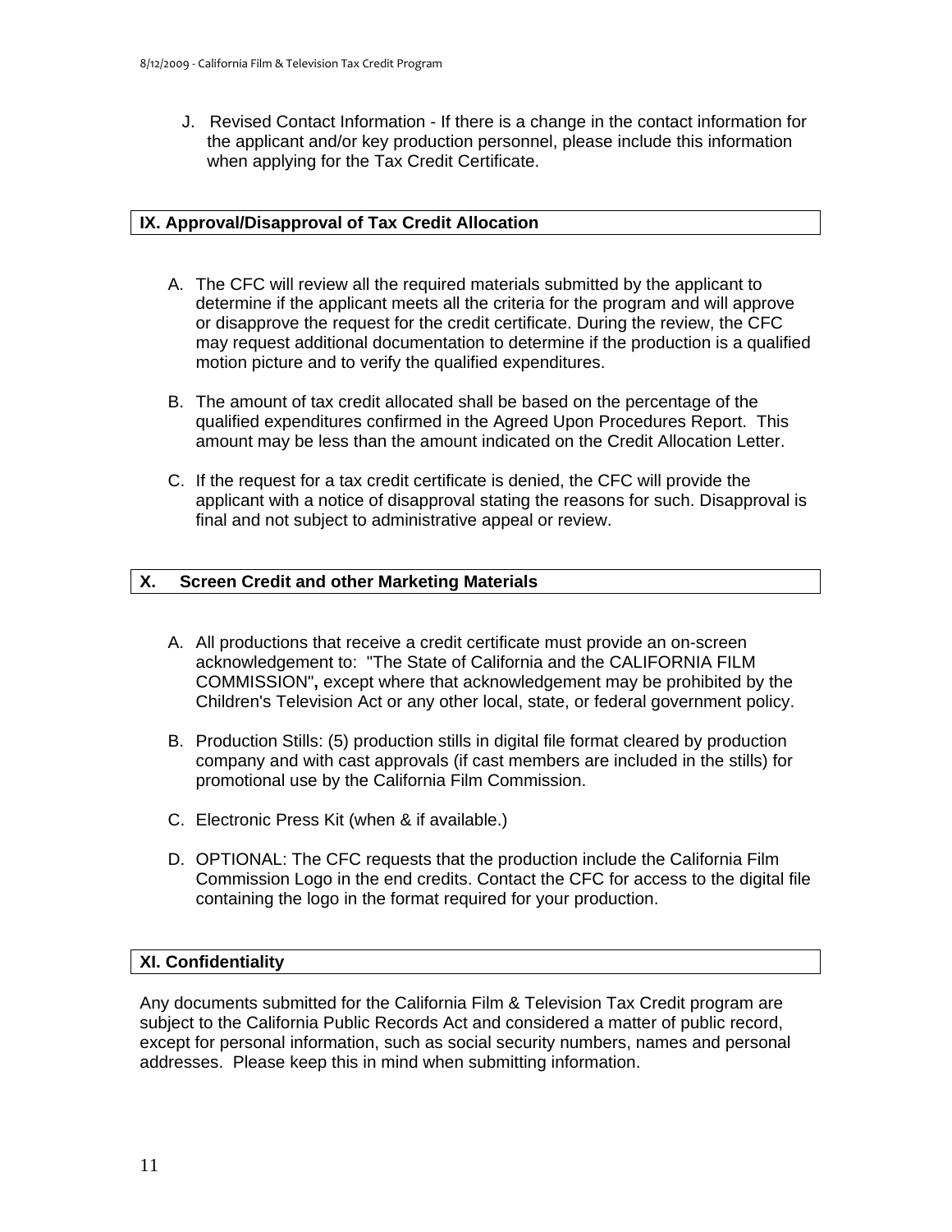J. Revised Contact Information - If there is a change in the contact information for the applicant and/or key production personnel, please include this information when applying for the Tax Credit Certificate.

## IX. Approval/Disapproval of Tax Credit Allocation

A. The CFC will review all the required materials submitted by the applicant to determine if the applicant meets all the criteria for the program and will approve or disapprove the request for the credit certificate. During the review, the CFC may request additional documentation to determine if the production is a qualified motion picture and to verify the qualified expenditures.

B. The amount of tax credit allocated shall be based on the percentage of the qualified expenditures confirmed in the Agreed Upon Procedures Report. This amount may be less than the amount indicated on the Credit Allocation Letter.

C. If the request for a tax credit certificate is denied, the CFC will provide the applicant with a notice of disapproval stating the reasons for such. Disapproval is final and not subject to administrative appeal or review.

## X. Screen Credit and other Marketing Materials

A. All productions that receive a credit certificate must provide an on-screen acknowledgement to: "The State of California and the CALIFORNIA FILM COMMISSION"**,** except where that acknowledgement may be prohibited by the Children's Television Act or any other local, state, or federal government policy.

B. Production Stills: (5) production stills in digital file format cleared by production company and with cast approvals (if cast members are included in the stills) for promotional use by the California Film Commission.

C. Electronic Press Kit (when & if available.)

D. OPTIONAL: The CFC requests that the production include the California Film Commission Logo in the end credits. Contact the CFC for access to the digital file containing the logo in the format required for your production.

## XI. Confidentiality

Any documents submitted for the California Film & Television Tax Credit program are subject to the California Public Records Act and considered a matter of public record, except for personal information, such as social security numbers, names and personal addresses. Please keep this in mind when submitting information.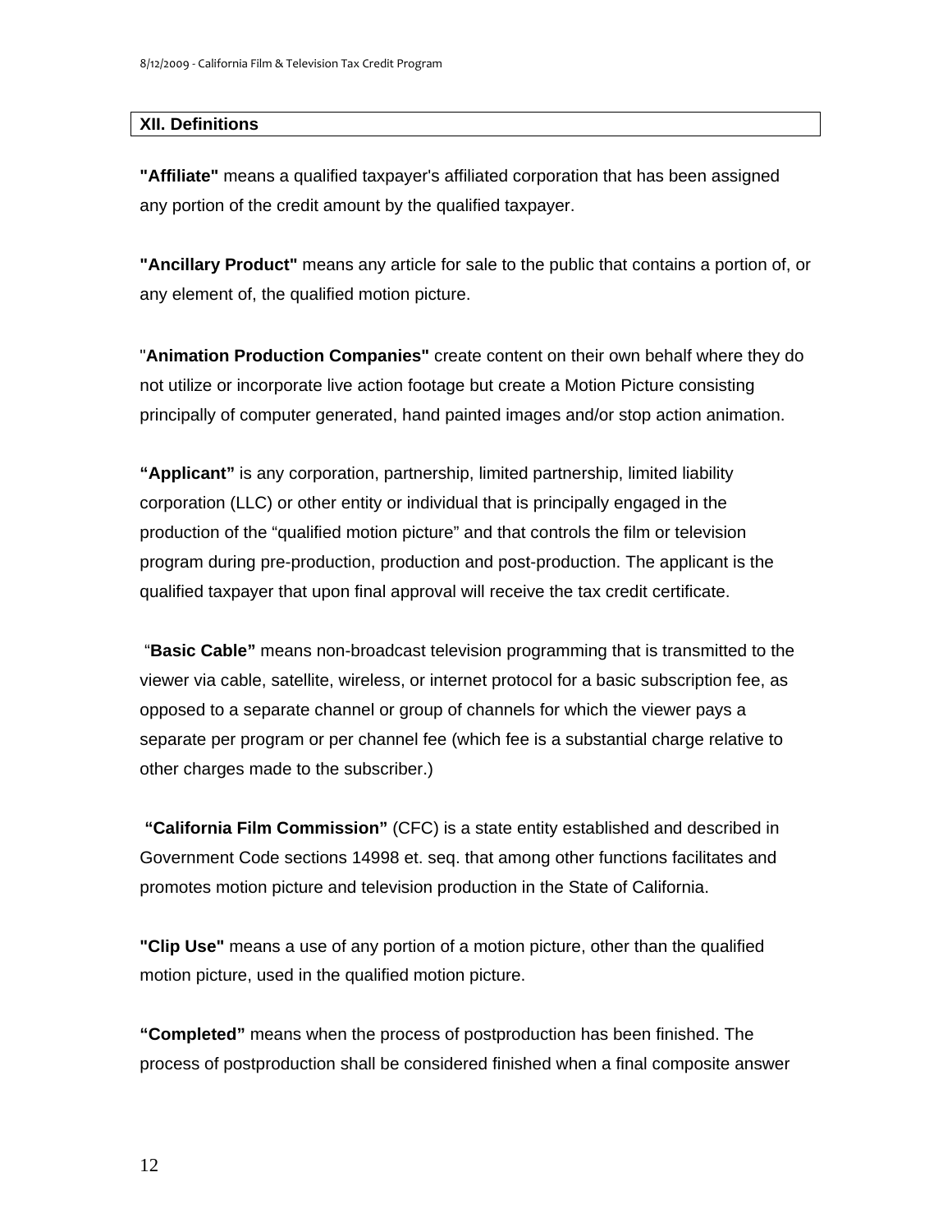## XII. Definitions

**"Affiliate"** means a qualified taxpayer's affiliated corporation that has been assigned any portion of the credit amount by the qualified taxpayer.

**"Ancillary Product"** means any article for sale to the public that contains a portion of, or any element of, the qualified motion picture.

"**Animation Production Companies"** create content on their own behalf where they do not utilize or incorporate live action footage but create a Motion Picture consisting principally of computer generated, hand painted images and/or stop action animation.

**"Applicant"** is any corporation, partnership, limited partnership, limited liability corporation (LLC) or other entity or individual that is principally engaged in the production of the "qualified motion picture" and that controls the film or television program during pre-production, production and post-production. The applicant is the qualified taxpayer that upon final approval will receive the tax credit certificate.

"**Basic Cable"** means non-broadcast television programming that is transmitted to the viewer via cable, satellite, wireless, or internet protocol for a basic subscription fee, as opposed to a separate channel or group of channels for which the viewer pays a separate per program or per channel fee (which fee is a substantial charge relative to other charges made to the subscriber.)

**"California Film Commission"** (CFC) is a state entity established and described in Government Code sections 14998 et. seq. that among other functions facilitates and promotes motion picture and television production in the State of California.

**"Clip Use"** means a use of any portion of a motion picture, other than the qualified motion picture, used in the qualified motion picture.

**"Completed"** means when the process of postproduction has been finished. The process of postproduction shall be considered finished when a final composite answer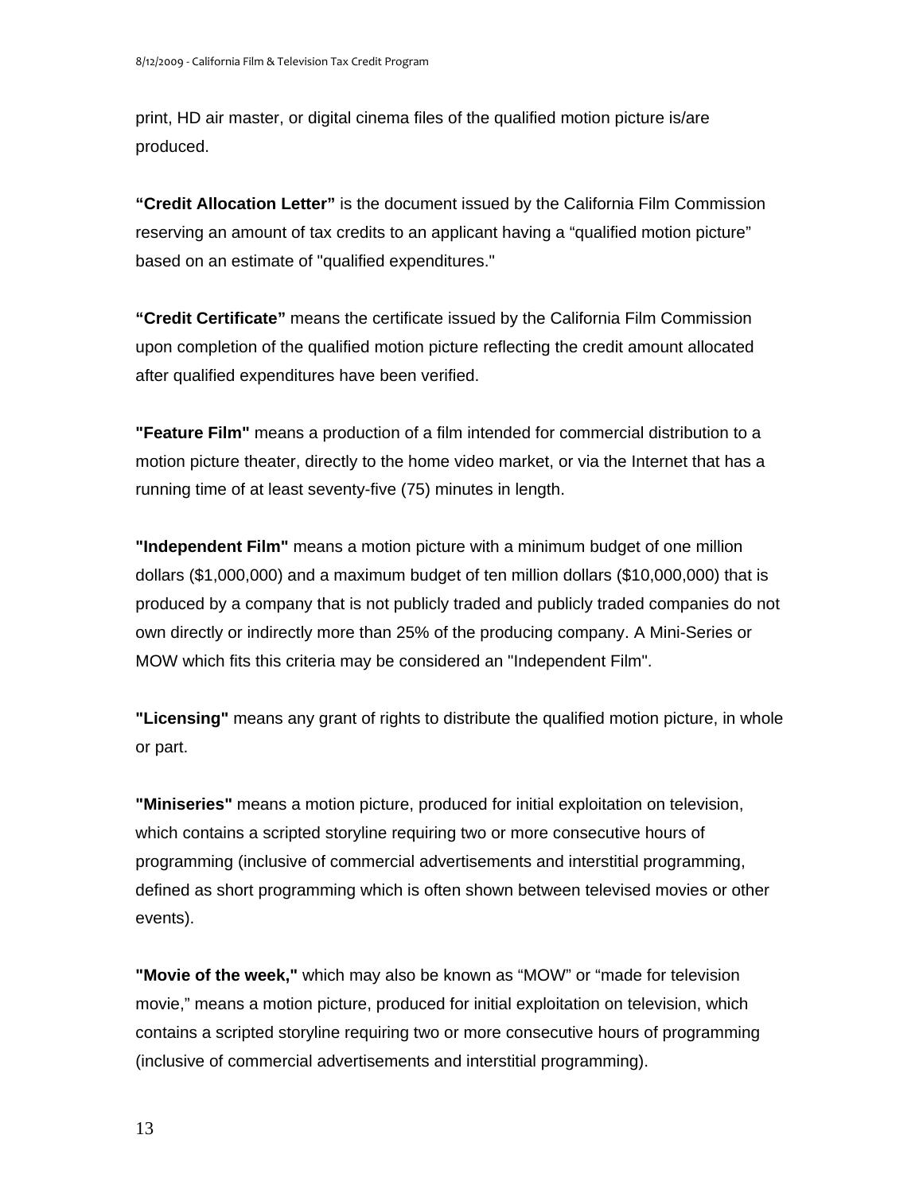print, HD air master, or digital cinema files of the qualified motion picture is/are produced.

**"Credit Allocation Letter"** is the document issued by the California Film Commission reserving an amount of tax credits to an applicant having a "qualified motion picture" based on an estimate of "qualified expenditures."

**"Credit Certificate"** means the certificate issued by the California Film Commission upon completion of the qualified motion picture reflecting the credit amount allocated after qualified expenditures have been verified.

**"Feature Film"** means a production of a film intended for commercial distribution to a motion picture theater, directly to the home video market, or via the Internet that has a running time of at least seventy-five (75) minutes in length.

**"Independent Film"** means a motion picture with a minimum budget of one million dollars ($1,000,000) and a maximum budget of ten million dollars ($10,000,000) that is produced by a company that is not publicly traded and publicly traded companies do not own directly or indirectly more than 25% of the producing company. A Mini-Series or MOW which fits this criteria may be considered an "Independent Film".

**"Licensing"** means any grant of rights to distribute the qualified motion picture, in whole or part.

**"Miniseries"** means a motion picture, produced for initial exploitation on television, which contains a scripted storyline requiring two or more consecutive hours of programming (inclusive of commercial advertisements and interstitial programming, defined as short programming which is often shown between televised movies or other events).

**"Movie of the week,"** which may also be known as "MOW" or "made for television movie," means a motion picture, produced for initial exploitation on television, which contains a scripted storyline requiring two or more consecutive hours of programming (inclusive of commercial advertisements and interstitial programming).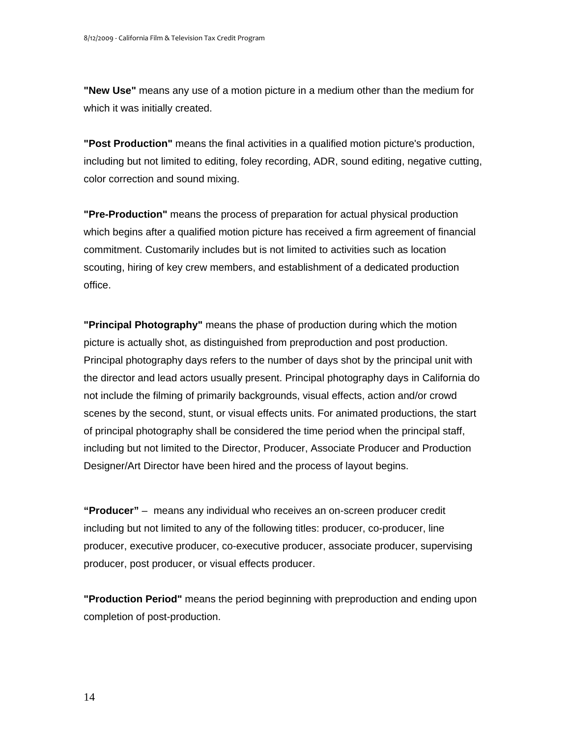**"New Use"** means any use of a motion picture in a medium other than the medium for which it was initially created.

**"Post Production"** means the final activities in a qualified motion picture's production, including but not limited to editing, foley recording, ADR, sound editing, negative cutting, color correction and sound mixing.

**"Pre-Production"** means the process of preparation for actual physical production which begins after a qualified motion picture has received a firm agreement of financial commitment. Customarily includes but is not limited to activities such as location scouting, hiring of key crew members, and establishment of a dedicated production office.

**"Principal Photography"** means the phase of production during which the motion picture is actually shot, as distinguished from preproduction and post production. Principal photography days refers to the number of days shot by the principal unit with the director and lead actors usually present. Principal photography days in California do not include the filming of primarily backgrounds, visual effects, action and/or crowd scenes by the second, stunt, or visual effects units. For animated productions, the start of principal photography shall be considered the time period when the principal staff, including but not limited to the Director, Producer, Associate Producer and Production Designer/Art Director have been hired and the process of layout begins.

**"Producer"** – means any individual who receives an on-screen producer credit including but not limited to any of the following titles: producer, co-producer, line producer, executive producer, co-executive producer, associate producer, supervising producer, post producer, or visual effects producer.

**"Production Period"** means the period beginning with preproduction and ending upon completion of post-production.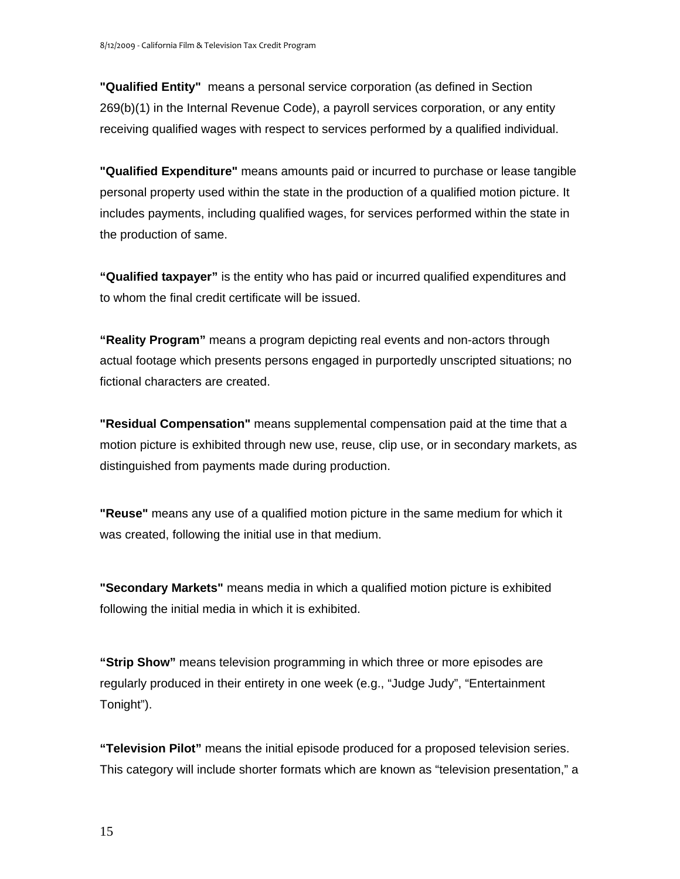**"Qualified Entity"** means a personal service corporation (as defined in Section 269(b)(1) in the Internal Revenue Code), a payroll services corporation, or any entity receiving qualified wages with respect to services performed by a qualified individual.

**"Qualified Expenditure"** means amounts paid or incurred to purchase or lease tangible personal property used within the state in the production of a qualified motion picture. It includes payments, including qualified wages, for services performed within the state in the production of same.

**"Qualified taxpayer"** is the entity who has paid or incurred qualified expenditures and to whom the final credit certificate will be issued.

**"Reality Program"** means a program depicting real events and non-actors through actual footage which presents persons engaged in purportedly unscripted situations; no fictional characters are created.

**"Residual Compensation"** means supplemental compensation paid at the time that a motion picture is exhibited through new use, reuse, clip use, or in secondary markets, as distinguished from payments made during production.

**"Reuse"** means any use of a qualified motion picture in the same medium for which it was created, following the initial use in that medium.

**"Secondary Markets"** means media in which a qualified motion picture is exhibited following the initial media in which it is exhibited.

**"Strip Show"** means television programming in which three or more episodes are regularly produced in their entirety in one week (e.g., "Judge Judy", "Entertainment Tonight").

**"Television Pilot"** means the initial episode produced for a proposed television series. This category will include shorter formats which are known as "television presentation," a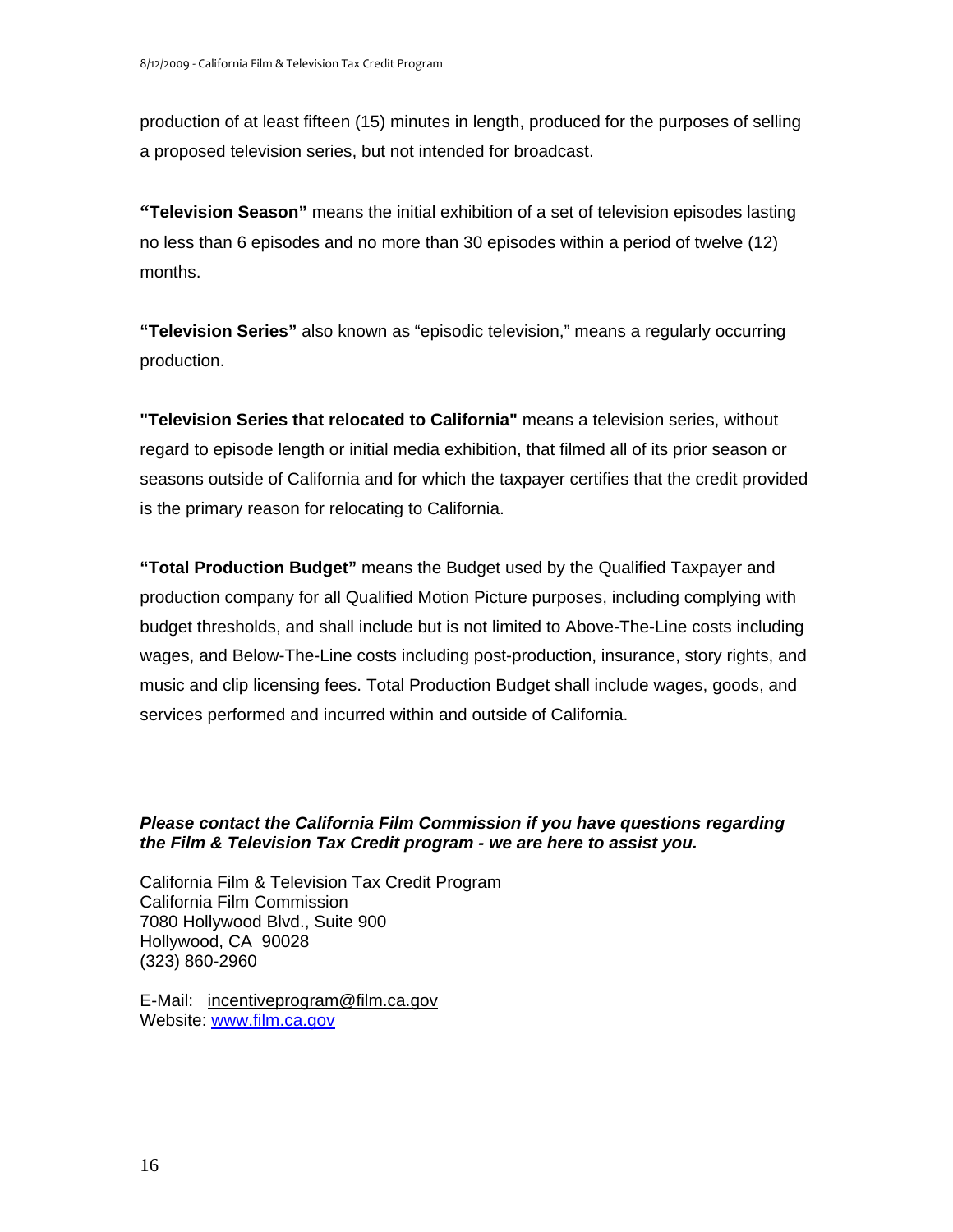production of at least fifteen (15) minutes in length, produced for the purposes of selling a proposed television series, but not intended for broadcast.

**"Television Season"** means the initial exhibition of a set of television episodes lasting no less than 6 episodes and no more than 30 episodes within a period of twelve (12) months.

**"Television Series"** also known as "episodic television," means a regularly occurring production.

**"Television Series that relocated to California"** means a television series, without regard to episode length or initial media exhibition, that filmed all of its prior season or seasons outside of California and for which the taxpayer certifies that the credit provided is the primary reason for relocating to California.

**"Total Production Budget"** means the Budget used by the Qualified Taxpayer and production company for all Qualified Motion Picture purposes, including complying with budget thresholds, and shall include but is not limited to Above-The-Line costs including wages, and Below-The-Line costs including post-production, insurance, story rights, and music and clip licensing fees. Total Production Budget shall include wages, goods, and services performed and incurred within and outside of California.

***Please contact the California Film Commission if you have questions regarding the Film & Television Tax Credit program - we are here to assist you.***

California Film & Television Tax Credit Program
California Film Commission
7080 Hollywood Blvd., Suite 900
Hollywood, CA 90028
(323) 860-2960

E-Mail: incentiveprogram@film.ca.gov
Website: www.film.ca.gov